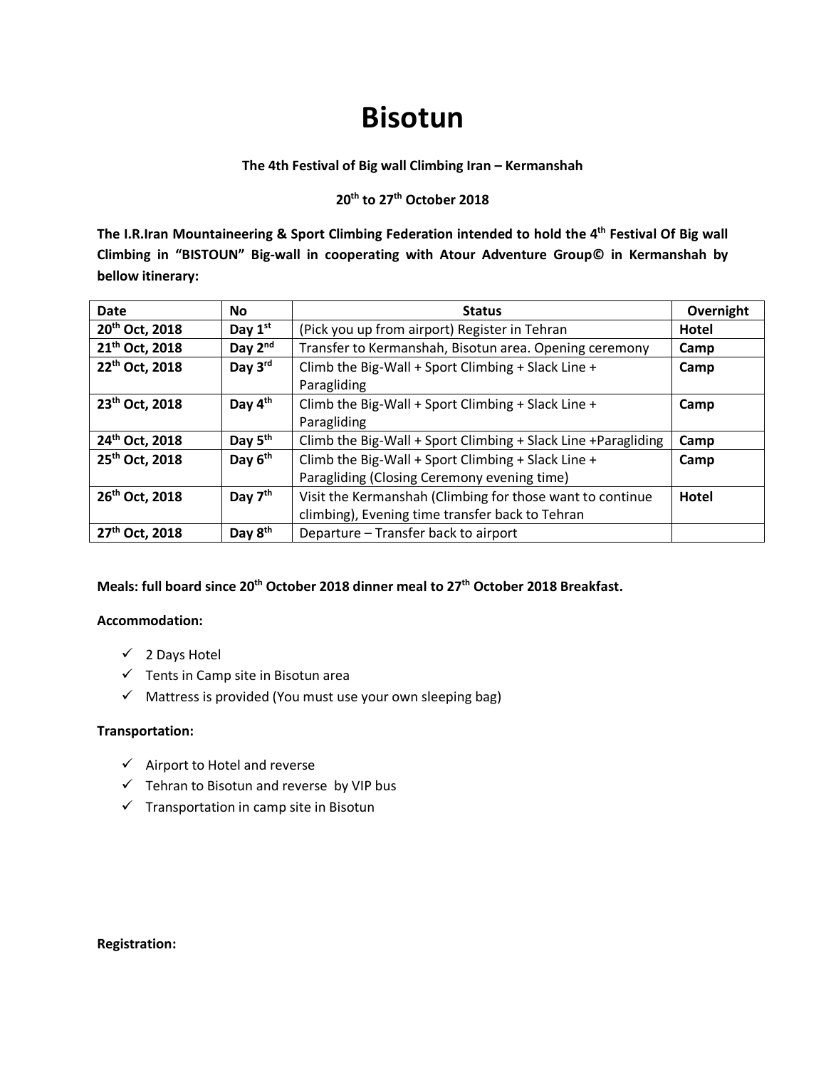# Bisotun

**The 4th Festival of Big wall Climbing Iran – Kermanshah**

**20th to 27th October 2018**

**The I.R.Iran Mountaineering & Sport Climbing Federation intended to hold the 4th Festival Of Big wall Climbing in "BISTOUN" Big-wall in cooperating with Atour Adventure Group© in Kermanshah by bellow itinerary:**

| Date | No | Status | Overnight |
|---|---|---|---|
| **20th Oct, 2018** | **Day 1st** | (Pick you up from airport) Register in Tehran | **Hotel** |
| **21th Oct, 2018** | **Day 2nd** | Transfer to Kermanshah, Bisotun area. Opening ceremony | **Camp** |
| **22th Oct, 2018** | **Day 3rd** | Climb the Big-Wall + Sport Climbing + Slack Line + Paragliding | **Camp** |
| **23th Oct, 2018** | **Day 4th** | Climb the Big-Wall + Sport Climbing + Slack Line + Paragliding | **Camp** |
| **24th Oct, 2018** | **Day 5th** | Climb the Big-Wall + Sport Climbing + Slack Line +Paragliding | **Camp** |
| **25th Oct, 2018** | **Day 6th** | Climb the Big-Wall + Sport Climbing + Slack Line + Paragliding (Closing Ceremony evening time) | **Camp** |
| **26th Oct, 2018** | **Day 7th** | Visit the Kermanshah (Climbing for those want to continue climbing), Evening time transfer back to Tehran | **Hotel** |
| **27th Oct, 2018** | **Day 8th** | Departure – Transfer back to airport | |

**Meals: full board since 20th October 2018 dinner meal to 27th October 2018 Breakfast.**

**Accommodation:**

- ✓ 2 Days Hotel
- ✓ Tents in Camp site in Bisotun area
- ✓ Mattress is provided (You must use your own sleeping bag)

**Transportation:**

- ✓ Airport to Hotel and reverse
- ✓ Tehran to Bisotun and reverse by VIP bus
- ✓ Transportation in camp site in Bisotun

**Registration:**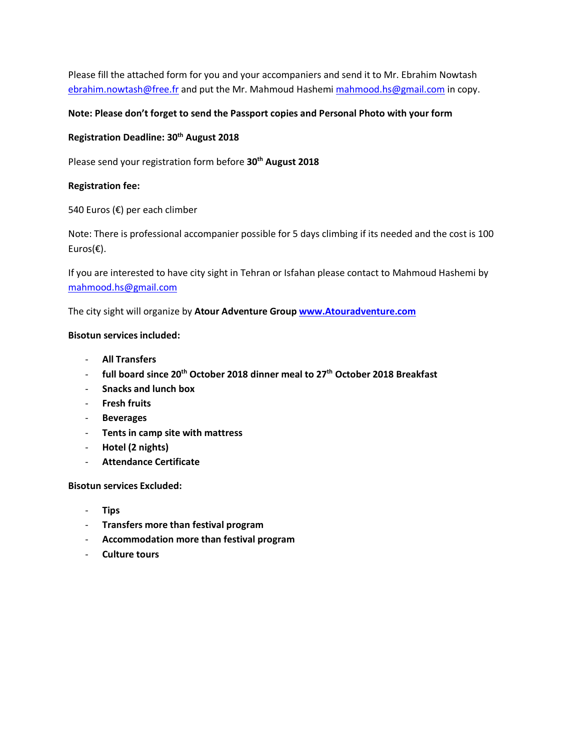Please fill the attached form for you and your accompaniers and send it to Mr. Ebrahim Nowtash ebrahim.nowtash@free.fr and put the Mr. Mahmoud Hashemi mahmood.hs@gmail.com in copy.

**Note: Please don't forget to send the Passport copies and Personal Photo with your form**

**Registration Deadline: 30th August 2018**

Please send your registration form before **30th August 2018**

**Registration fee:**

540 Euros (€) per each climber

Note: There is professional accompanier possible for 5 days climbing if its needed and the cost is 100 Euros(€).

If you are interested to have city sight in Tehran or Isfahan please contact to Mahmoud Hashemi by mahmood.hs@gmail.com

The city sight will organize by **Atour Adventure Group** **www.Atouradventure.com**

**Bisotun services included:**

- **All Transfers**
- **full board since 20th October 2018 dinner meal to 27th October 2018 Breakfast**
- **Snacks and lunch box**
- **Fresh fruits**
- **Beverages**
- **Tents in camp site with mattress**
- **Hotel (2 nights)**
- **Attendance Certificate**

**Bisotun services Excluded:**

- **Tips**
- **Transfers more than festival program**
- **Accommodation more than festival program**
- **Culture tours**